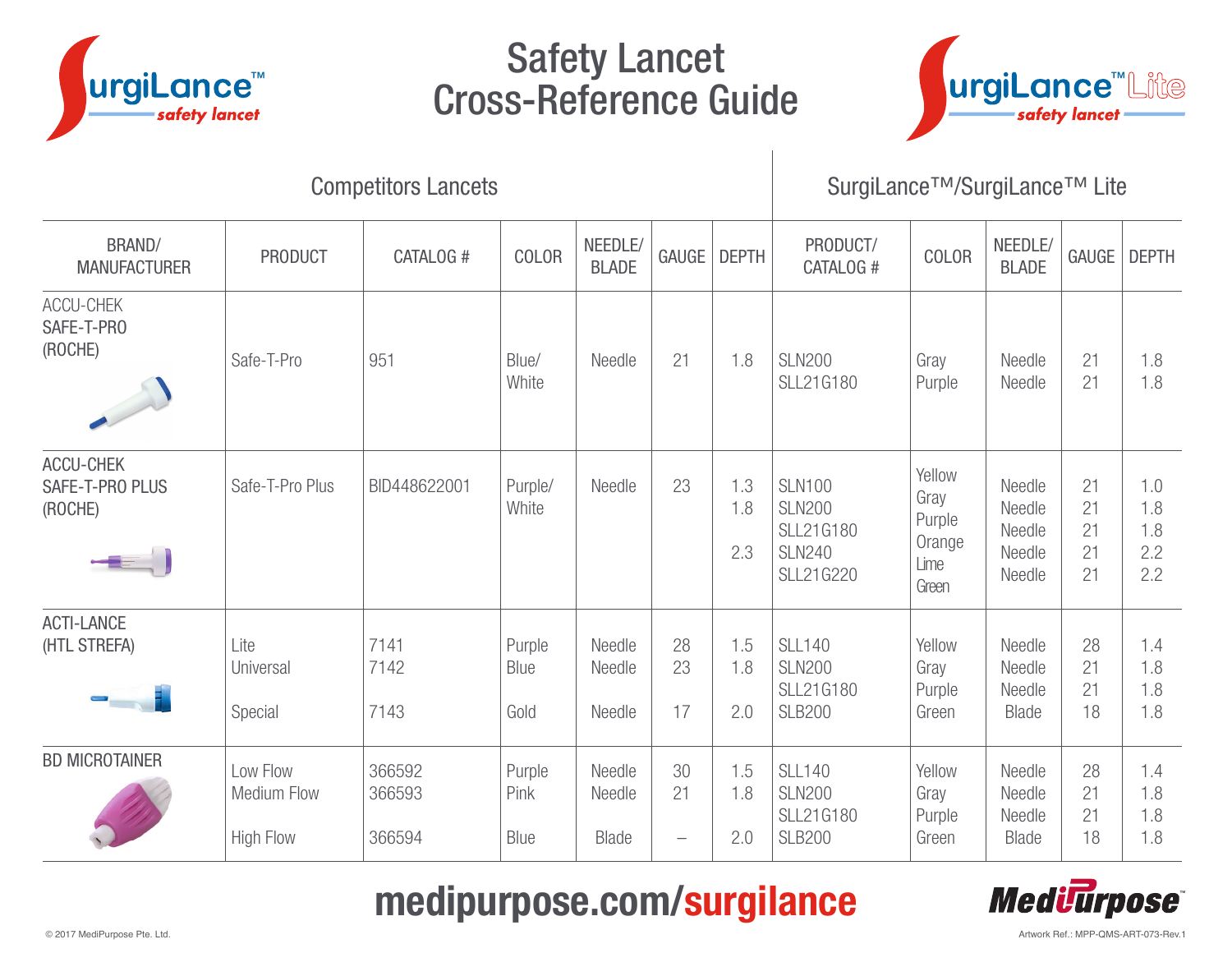# Safety Lancet Cross-Reference Guide

SurgiLance™ safety lancet

SurgiLance™ Lite safety lancet

| Competitors Lancets | | | | | | | SurgiLance™/SurgiLance™ Lite | | | | |
|---|---|---|---|---|---|---|---|---|---|---|---|
| BRAND/ MANUFACTURER | PRODUCT | CATALOG # | COLOR | NEEDLE/ BLADE | GAUGE | DEPTH | PRODUCT/ CATALOG # | COLOR | NEEDLE/ BLADE | GAUGE | DEPTH |
| ACCU-CHEK SAFE-T-PRO (ROCHE) | Safe-T-Pro | 951 | Blue/ White | Needle | 21 | 1.8 | SLN200<br>SLL21G180 | Gray<br>Purple | Needle<br>Needle | 21<br>21 | 1.8<br>1.8 |
| ACCU-CHEK SAFE-T-PRO PLUS (ROCHE) | Safe-T-Pro Plus | BID448622001 | Purple/ White | Needle | 23 | 1.3<br>1.8<br><br>2.3 | SLN100<br>SLN200<br>SLL21G180<br>SLN240<br>SLL21G220 | Yellow<br>Gray<br>Purple<br>Orange<br>Lime Green | Needle<br>Needle<br>Needle<br>Needle<br>Needle | 21<br>21<br>21<br>21<br>21 | 1.0<br>1.8<br>1.8<br>2.2<br>2.2 |
| ACTI-LANCE (HTL STREFA) | Lite<br>Universal<br><br>Special | 7141<br>7142<br><br>7143 | Purple<br>Blue<br><br>Gold | Needle<br>Needle<br><br>Needle | 28<br>23<br><br>17 | 1.5<br>1.8<br><br>2.0 | SLL140<br>SLN200<br>SLL21G180<br>SLB200 | Yellow<br>Gray<br>Purple<br>Green | Needle<br>Needle<br>Needle<br>Blade | 28<br>21<br>21<br>18 | 1.4<br>1.8<br>1.8<br>1.8 |
| BD MICROTAINER | Low Flow<br>Medium Flow<br><br>High Flow | 366592<br>366593<br><br>366594 | Purple<br>Pink<br><br>Blue | Needle<br>Needle<br><br>Blade | 30<br>21<br><br>– | 1.5<br>1.8<br><br>2.0 | SLL140<br>SLN200<br>SLL21G180<br>SLB200 | Yellow<br>Gray<br>Purple<br>Green | Needle<br>Needle<br>Needle<br>Blade | 28<br>21<br>21<br>18 | 1.4<br>1.8<br>1.8<br>1.8 |

**medipurpose.com/surgilance**

MediPurpose™

© 2017 MediPurpose Pte. Ltd.

Artwork Ref.: MPP-QMS-ART-073-Rev.1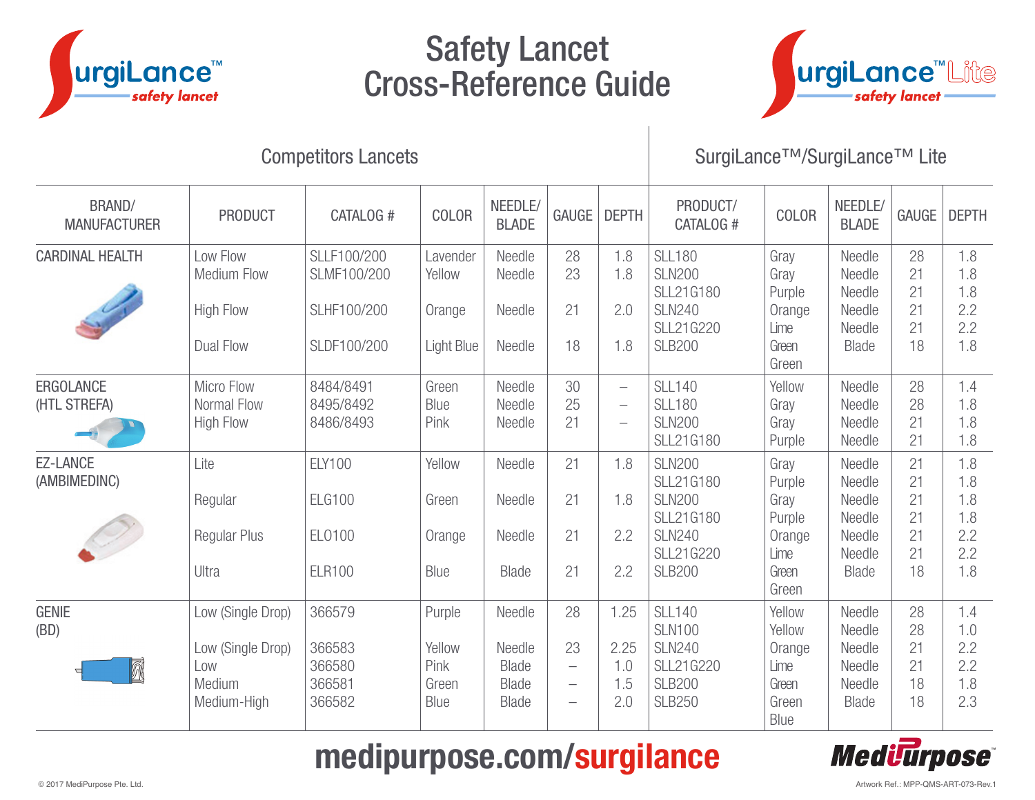# Safety Lancet Cross-Reference Guide

SurgiLance™ safety lancet

SurgiLance™ Lite safety lancet

| Competitors Lancets | | | | | | | SurgiLance™/SurgiLance™ Lite | | | | |
|---|---|---|---|---|---|---|---|---|---|---|---|
| BRAND/ MANUFACTURER | PRODUCT | CATALOG # | COLOR | NEEDLE/ BLADE | GAUGE | DEPTH | PRODUCT/ CATALOG # | COLOR | NEEDLE/ BLADE | GAUGE | DEPTH |
| CARDINAL HEALTH | Low Flow | SLLF100/200 | Lavender | Needle | 28 | 1.8 | SLL180 | Gray | Needle | 28 | 1.8 |
| | Medium Flow | SLMF100/200 | Yellow | Needle | 23 | 1.8 | SLN200 | Gray | Needle | 21 | 1.8 |
| | | | | | | | SLL21G180 | Purple | Needle | 21 | 1.8 |
| | High Flow | SLHF100/200 | Orange | Needle | 21 | 2.0 | SLN240 | Orange | Needle | 21 | 2.2 |
| | | | | | | | SLL21G220 | Lime Green | Needle | 21 | 2.2 |
| | Dual Flow | SLDF100/200 | Light Blue | Needle | 18 | 1.8 | SLB200 | Green | Blade | 18 | 1.8 |
| ERGOLANCE (HTL STREFA) | Micro Flow | 8484/8491 | Green | Needle | 30 | – | SLL140 | Yellow | Needle | 28 | 1.4 |
| | Normal Flow | 8495/8492 | Blue | Needle | 25 | – | SLL180 | Gray | Needle | 28 | 1.8 |
| | High Flow | 8486/8493 | Pink | Needle | 21 | – | SLN200 | Gray | Needle | 21 | 1.8 |
| | | | | | | | SLL21G180 | Purple | Needle | 21 | 1.8 |
| EZ-LANCE (AMBIMEDINC) | Lite | ELY100 | Yellow | Needle | 21 | 1.8 | SLN200 | Gray | Needle | 21 | 1.8 |
| | | | | | | | SLL21G180 | Purple | Needle | 21 | 1.8 |
| | Regular | ELG100 | Green | Needle | 21 | 1.8 | SLN200 | Gray | Needle | 21 | 1.8 |
| | | | | | | | SLL21G180 | Purple | Needle | 21 | 1.8 |
| | Regular Plus | ELO100 | Orange | Needle | 21 | 2.2 | SLN240 | Orange | Needle | 21 | 2.2 |
| | | | | | | | SLL21G220 | Lime Green | Needle | 21 | 2.2 |
| | Ultra | ELR100 | Blue | Blade | 21 | 2.2 | SLB200 | Green | Blade | 18 | 1.8 |
| GENIE (BD) | Low (Single Drop) | 366579 | Purple | Needle | 28 | 1.25 | SLL140 | Yellow | Needle | 28 | 1.4 |
| | | | | | | | SLN100 | Yellow | Needle | 28 | 1.0 |
| | Low (Single Drop) | 366583 | Yellow | Needle | 23 | 2.25 | SLN240 | Orange | Needle | 21 | 2.2 |
| | Low | 366580 | Pink | Blade | – | 1.0 | SLL21G220 | Lime Green | Needle | 21 | 2.2 |
| | Medium | 366581 | Green | Blade | – | 1.5 | SLB200 | Green | Needle | 18 | 1.8 |
| | Medium-High | 366582 | Blue | Blade | – | 2.0 | SLB250 | Blue | Blade | 18 | 2.3 |

medipurpose.com/surgilance

MediPurpose™

© 2017 MediPurpose Pte. Ltd.

Artwork Ref.: MPP-QMS-ART-073-Rev.1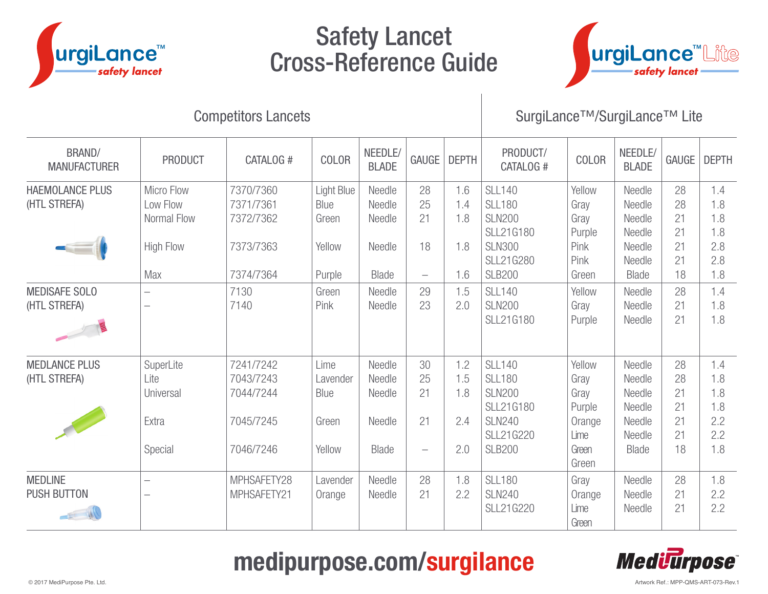# Safety Lancet Cross-Reference Guide

SurgiLance™ safety lancet

SurgiLance™ Lite safety lancet

| Competitors Lancets | | | | | | | SurgiLance™/SurgiLance™ Lite | | | | |
|---|---|---|---|---|---|---|---|---|---|---|---|
| BRAND/ MANUFACTURER | PRODUCT | CATALOG # | COLOR | NEEDLE/ BLADE | GAUGE | DEPTH | PRODUCT/ CATALOG # | COLOR | NEEDLE/ BLADE | GAUGE | DEPTH |
| HAEMOLANCE PLUS (HTL STREFA) | Micro Flow | 7370/7360 | Light Blue | Needle | 28 | 1.6 | SLL140 | Yellow | Needle | 28 | 1.4 |
| | Low Flow | 7371/7361 | Blue | Needle | 25 | 1.4 | SLL180 | Gray | Needle | 28 | 1.8 |
| | Normal Flow | 7372/7362 | Green | Needle | 21 | 1.8 | SLN200 | Gray | Needle | 21 | 1.8 |
| | | | | | | | SLL21G180 | Purple | Needle | 21 | 1.8 |
| | High Flow | 7373/7363 | Yellow | Needle | 18 | 1.8 | SLN300 | Pink | Needle | 21 | 2.8 |
| | | | | | | | SLL21G280 | Pink | Needle | 21 | 2.8 |
| | Max | 7374/7364 | Purple | Blade | – | 1.6 | SLB200 | Green | Blade | 18 | 1.8 |
| MEDISAFE SOLO (HTL STREFA) | – | 7130 | Green | Needle | 29 | 1.5 | SLL140 | Yellow | Needle | 28 | 1.4 |
| | – | 7140 | Pink | Needle | 23 | 2.0 | SLN200 | Gray | Needle | 21 | 1.8 |
| | | | | | | | SLL21G180 | Purple | Needle | 21 | 1.8 |
| MEDLANCE PLUS (HTL STREFA) | SuperLite | 7241/7242 | Lime | Needle | 30 | 1.2 | SLL140 | Yellow | Needle | 28 | 1.4 |
| | Lite | 7043/7243 | Lavender | Needle | 25 | 1.5 | SLL180 | Gray | Needle | 28 | 1.8 |
| | Universal | 7044/7244 | Blue | Needle | 21 | 1.8 | SLN200 | Gray | Needle | 21 | 1.8 |
| | | | | | | | SLL21G180 | Purple | Needle | 21 | 1.8 |
| | Extra | 7045/7245 | Green | Needle | 21 | 2.4 | SLN240 | Orange | Needle | 21 | 2.2 |
| | | | | | | | SLL21G220 | Lime Green | Needle | 21 | 2.2 |
| | Special | 7046/7246 | Yellow | Blade | – | 2.0 | SLB200 | Green | Blade | 18 | 1.8 |
| MEDLINE PUSH BUTTON | – | MPHSAFETY28 | Lavender | Needle | 28 | 1.8 | SLL180 | Gray | Needle | 28 | 1.8 |
| | – | MPHSAFETY21 | Orange | Needle | 21 | 2.2 | SLN240 | Orange | Needle | 21 | 2.2 |
| | | | | | | | SLL21G220 | Lime Green | Needle | 21 | 2.2 |

**medipurpose.com/surgilance**

MediPurpose™

© 2017 MediPurpose Pte. Ltd.

Artwork Ref.: MPP-QMS-ART-073-Rev.1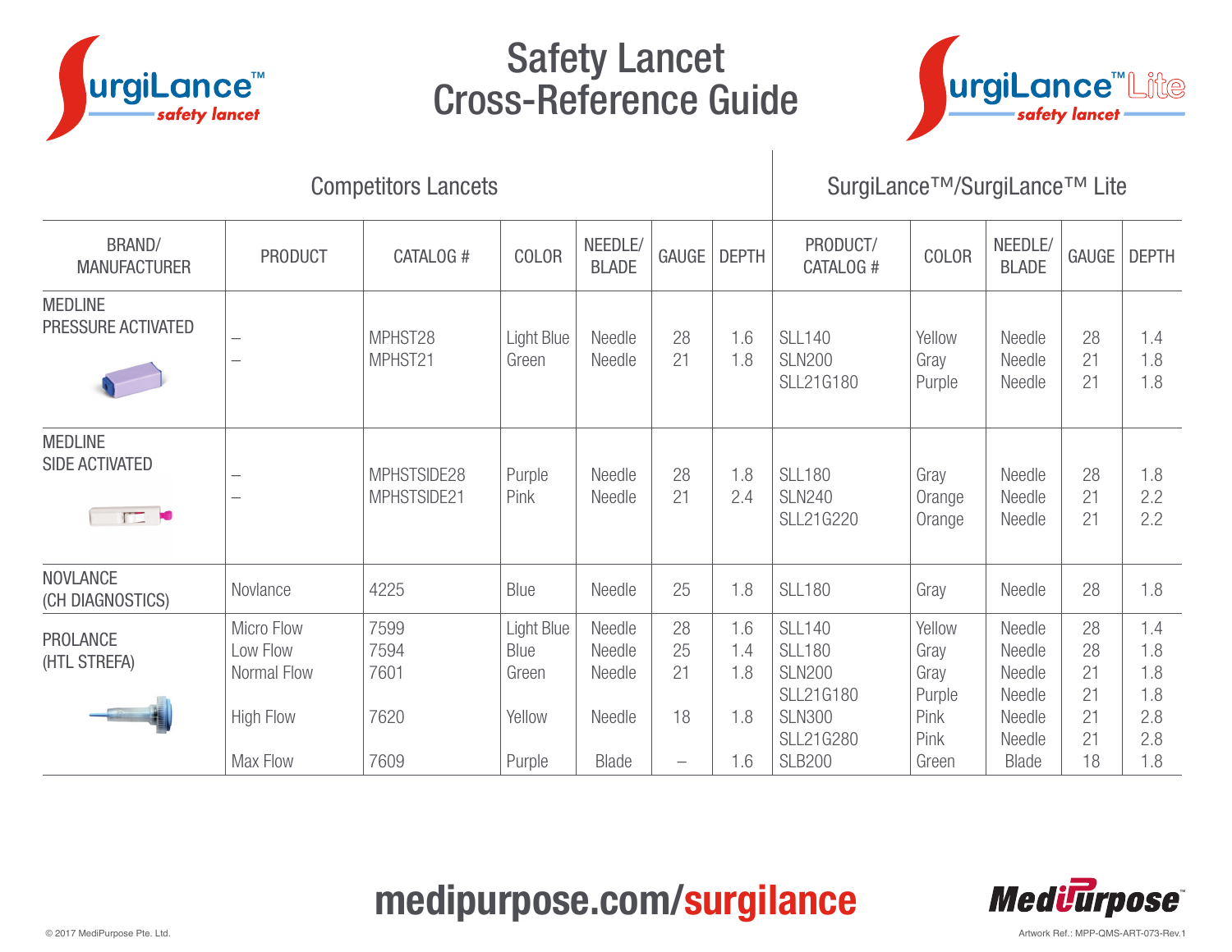# Safety Lancet Cross-Reference Guide

SurgiLance™ safety lancet

SurgiLance™ Lite safety lancet

| Competitors Lancets | | | | | | | SurgiLance™/SurgiLance™ Lite | | | | |
|---|---|---|---|---|---|---|---|---|---|---|---|
| BRAND/ MANUFACTURER | PRODUCT | CATALOG # | COLOR | NEEDLE/ BLADE | GAUGE | DEPTH | PRODUCT/ CATALOG # | COLOR | NEEDLE/ BLADE | GAUGE | DEPTH |
| MEDLINE PRESSURE ACTIVATED | –<br>– | MPHST28<br>MPHST21 | Light Blue<br>Green | Needle<br>Needle | 28<br>21 | 1.6<br>1.8 | SLL140<br>SLN200<br>SLL21G180 | Yellow<br>Gray<br>Purple | Needle<br>Needle<br>Needle | 28<br>21<br>21 | 1.4<br>1.8<br>1.8 |
| MEDLINE SIDE ACTIVATED | –<br>– | MPHSTSIDE28<br>MPHSTSIDE21 | Purple<br>Pink | Needle<br>Needle | 28<br>21 | 1.8<br>2.4 | SLL180<br>SLN240<br>SLL21G220 | Gray<br>Orange<br>Orange | Needle<br>Needle<br>Needle | 28<br>21<br>21 | 1.8<br>2.2<br>2.2 |
| NOVLANCE (CH DIAGNOSTICS) | Novlance | 4225 | Blue | Needle | 25 | 1.8 | SLL180 | Gray | Needle | 28 | 1.8 |
| PROLANCE (HTL STREFA) | Micro Flow<br>Low Flow<br>Normal Flow<br><br>High Flow<br><br>Max Flow | 7599<br>7594<br>7601<br><br>7620<br><br>7609 | Light Blue<br>Blue<br>Green<br><br>Yellow<br><br>Purple | Needle<br>Needle<br>Needle<br><br>Needle<br><br>Blade | 28<br>25<br>21<br><br>18<br><br>– | 1.6<br>1.4<br>1.8<br><br>1.8<br><br>1.6 | SLL140<br>SLL180<br>SLN200<br>SLL21G180<br>SLN300<br>SLL21G280<br>SLB200 | Yellow<br>Gray<br>Gray<br>Purple<br>Pink<br>Pink<br>Green | Needle<br>Needle<br>Needle<br>Needle<br>Needle<br>Needle<br>Blade | 28<br>28<br>21<br>21<br>21<br>21<br>18 | 1.4<br>1.8<br>1.8<br>1.8<br>2.8<br>2.8<br>1.8 |

**medipurpose.com/surgilance**

MediPurpose™

© 2017 MediPurpose Pte. Ltd.

Artwork Ref.: MPP-QMS-ART-073-Rev.1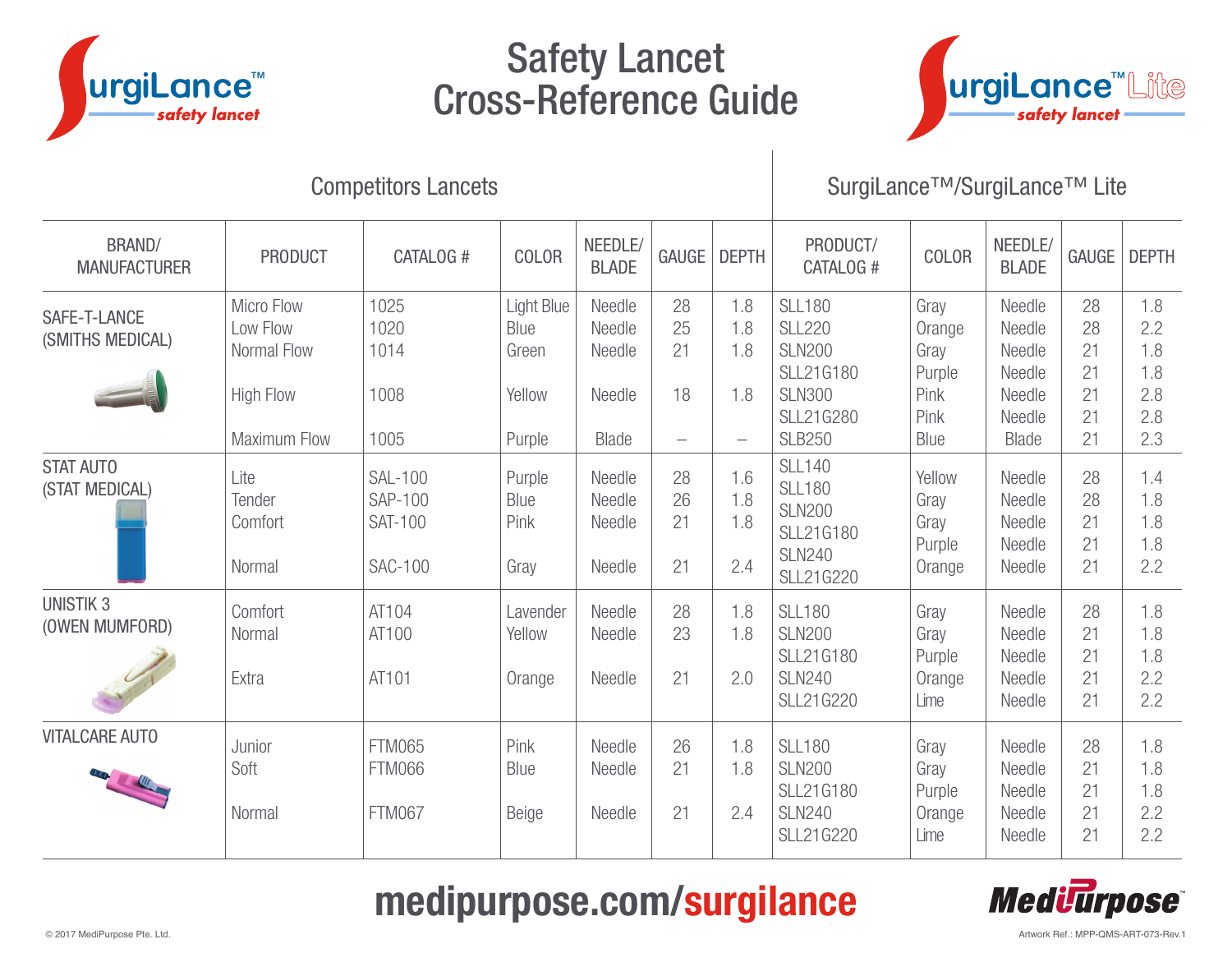# Safety Lancet Cross-Reference Guide

SurgiLance™ safety lancet

SurgiLance™ Lite safety lancet

| Competitors Lancets | | | | | | | SurgiLance™/SurgiLance™ Lite | | | | |
|---|---|---|---|---|---|---|---|---|---|---|---|
| BRAND/ MANUFACTURER | PRODUCT | CATALOG # | COLOR | NEEDLE/ BLADE | GAUGE | DEPTH | PRODUCT/ CATALOG # | COLOR | NEEDLE/ BLADE | GAUGE | DEPTH |
| SAFE-T-LANCE (SMITHS MEDICAL) | Micro Flow | 1025 | Light Blue | Needle | 28 | 1.8 | SLL180 | Gray | Needle | 28 | 1.8 |
| | Low Flow | 1020 | Blue | Needle | 25 | 1.8 | SLL220 | Orange | Needle | 28 | 2.2 |
| | Normal Flow | 1014 | Green | Needle | 21 | 1.8 | SLN200 | Gray | Needle | 21 | 1.8 |
| | | | | | | | SLL21G180 | Purple | Needle | 21 | 1.8 |
| | High Flow | 1008 | Yellow | Needle | 18 | 1.8 | SLN300 | Pink | Needle | 21 | 2.8 |
| | | | | | | | SLL21G280 | Pink | Needle | 21 | 2.8 |
| | Maximum Flow | 1005 | Purple | Blade | – | – | SLB250 | Blue | Blade | 21 | 2.3 |
| STAT AUTO (STAT MEDICAL) | Lite | SAL-100 | Purple | Needle | 28 | 1.6 | SLL140 | Yellow | Needle | 28 | 1.4 |
| | Tender | SAP-100 | Blue | Needle | 26 | 1.8 | SLL180 | Gray | Needle | 28 | 1.8 |
| | Comfort | SAT-100 | Pink | Needle | 21 | 1.8 | SLN200 | Gray | Needle | 21 | 1.8 |
| | | | | | | | SLL21G180 | Purple | Needle | 21 | 1.8 |
| | Normal | SAC-100 | Gray | Needle | 21 | 2.4 | SLN240 | Orange | Needle | 21 | 2.2 |
| | | | | | | | SLL21G220 | | | | |
| UNISTIK 3 (OWEN MUMFORD) | Comfort | AT104 | Lavender | Needle | 28 | 1.8 | SLL180 | Gray | Needle | 28 | 1.8 |
| | Normal | AT100 | Yellow | Needle | 23 | 1.8 | SLN200 | Gray | Needle | 21 | 1.8 |
| | | | | | | | SLL21G180 | Purple | Needle | 21 | 1.8 |
| | Extra | AT101 | Orange | Needle | 21 | 2.0 | SLN240 | Orange | Needle | 21 | 2.2 |
| | | | | | | | SLL21G220 | Lime | Needle | 21 | 2.2 |
| VITALCARE AUTO | Junior | FTM065 | Pink | Needle | 26 | 1.8 | SLL180 | Gray | Needle | 28 | 1.8 |
| | Soft | FTM066 | Blue | Needle | 21 | 1.8 | SLN200 | Gray | Needle | 21 | 1.8 |
| | | | | | | | SLL21G180 | Purple | Needle | 21 | 1.8 |
| | Normal | FTM067 | Beige | Needle | 21 | 2.4 | SLN240 | Orange | Needle | 21 | 2.2 |
| | | | | | | | SLL21G220 | Lime | Needle | 21 | 2.2 |

**medipurpose.com/surgilance**

MediPurpose™

© 2017 MediPurpose Pte. Ltd.

Artwork Ref.: MPP-QMS-ART-073-Rev.1